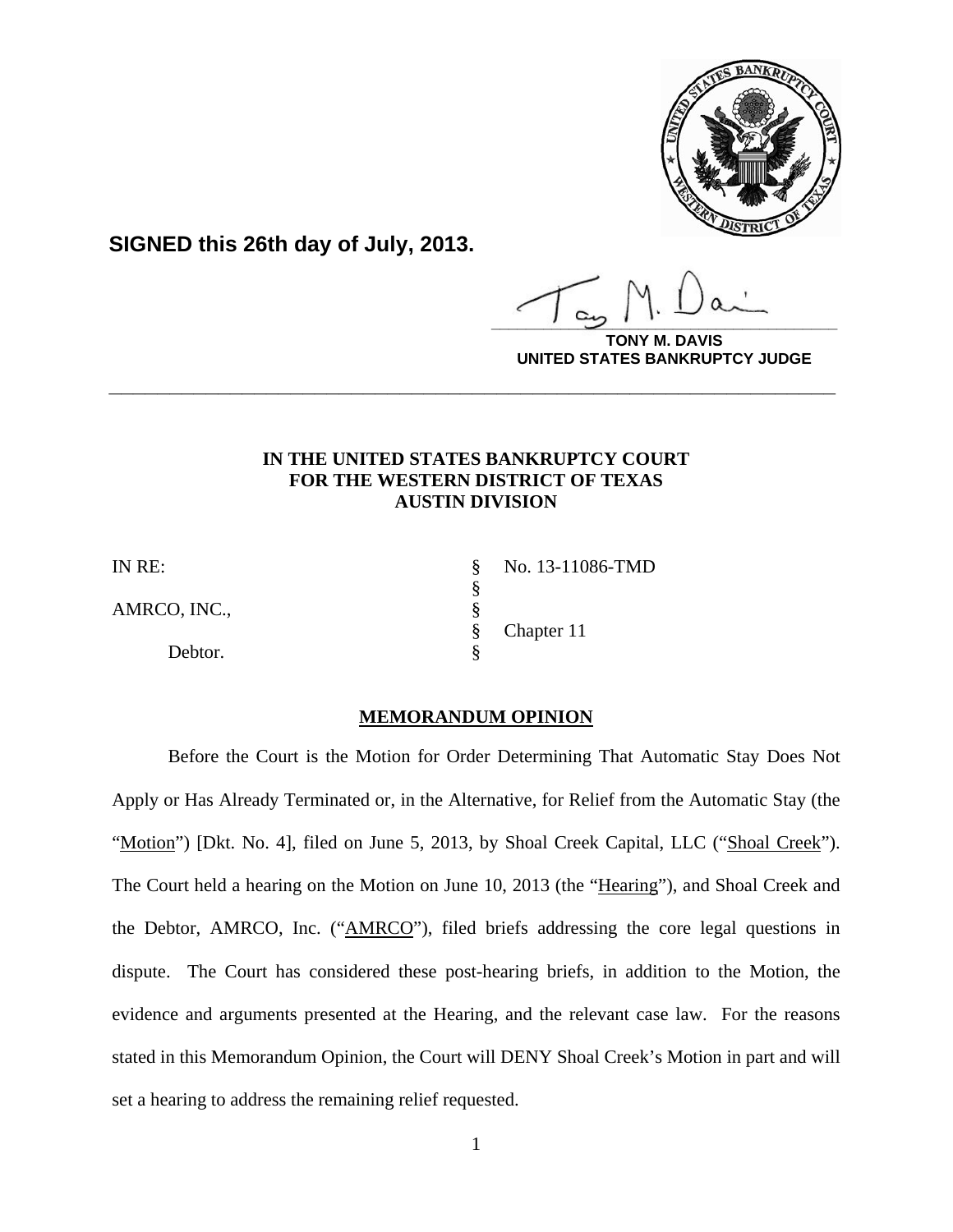**SIGNED this 26th day of July, 2013.**

**TONY M. DAVIS**
**UNITED STATES BANKRUPTCY JUDGE**

---

**IN THE UNITED STATES BANKRUPTCY COURT**
**FOR THE WESTERN DISTRICT OF TEXAS**
**AUSTIN DIVISION**

| | | |
|---|---|---|
| IN RE: | § | No. 13-11086-TMD |
| | § | |
| AMRCO, INC., | § | |
| | § | Chapter 11 |
| Debtor. | § | |

**MEMORANDUM OPINION**

Before the Court is the Motion for Order Determining That Automatic Stay Does Not Apply or Has Already Terminated or, in the Alternative, for Relief from the Automatic Stay (the "Motion") [Dkt. No. 4], filed on June 5, 2013, by Shoal Creek Capital, LLC ("Shoal Creek"). The Court held a hearing on the Motion on June 10, 2013 (the "Hearing"), and Shoal Creek and the Debtor, AMRCO, Inc. ("AMRCO"), filed briefs addressing the core legal questions in dispute. The Court has considered these post-hearing briefs, in addition to the Motion, the evidence and arguments presented at the Hearing, and the relevant case law. For the reasons stated in this Memorandum Opinion, the Court will DENY Shoal Creek's Motion in part and will set a hearing to address the remaining relief requested.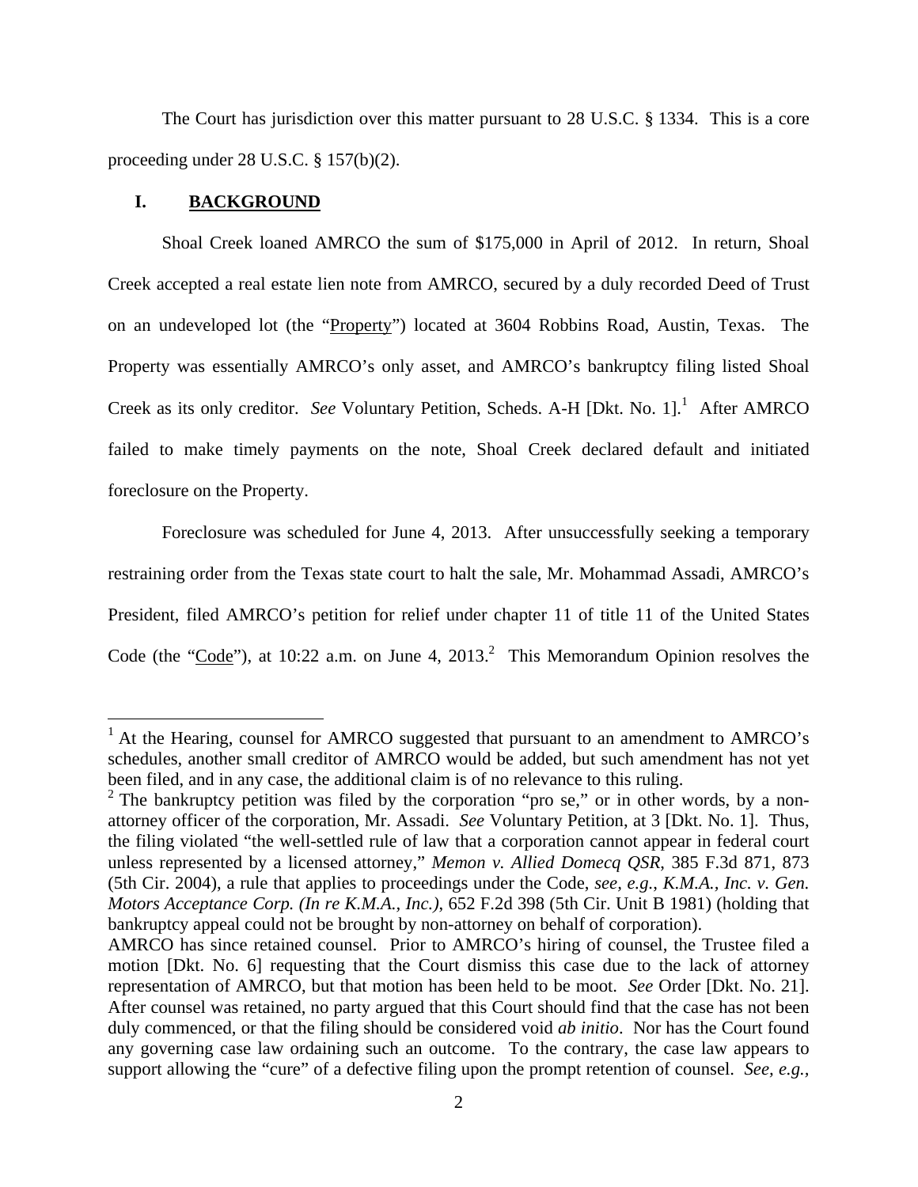The Court has jurisdiction over this matter pursuant to 28 U.S.C. § 1334. This is a core proceeding under 28 U.S.C. § 157(b)(2).

## I. BACKGROUND

Shoal Creek loaned AMRCO the sum of $175,000 in April of 2012. In return, Shoal Creek accepted a real estate lien note from AMRCO, secured by a duly recorded Deed of Trust on an undeveloped lot (the "Property") located at 3604 Robbins Road, Austin, Texas. The Property was essentially AMRCO's only asset, and AMRCO's bankruptcy filing listed Shoal Creek as its only creditor. *See* Voluntary Petition, Scheds. A-H [Dkt. No. 1].[1] After AMRCO failed to make timely payments on the note, Shoal Creek declared default and initiated foreclosure on the Property.

Foreclosure was scheduled for June 4, 2013. After unsuccessfully seeking a temporary restraining order from the Texas state court to halt the sale, Mr. Mohammad Assadi, AMRCO's President, filed AMRCO's petition for relief under chapter 11 of title 11 of the United States Code (the "Code"), at 10:22 a.m. on June 4, 2013.[2] This Memorandum Opinion resolves the

---

[1] At the Hearing, counsel for AMRCO suggested that pursuant to an amendment to AMRCO's schedules, another small creditor of AMRCO would be added, but such amendment has not yet been filed, and in any case, the additional claim is of no relevance to this ruling.

[2] The bankruptcy petition was filed by the corporation "pro se," or in other words, by a non-attorney officer of the corporation, Mr. Assadi. *See* Voluntary Petition, at 3 [Dkt. No. 1]. Thus, the filing violated "the well-settled rule of law that a corporation cannot appear in federal court unless represented by a licensed attorney," *Memon v. Allied Domecq QSR*, 385 F.3d 871, 873 (5th Cir. 2004), a rule that applies to proceedings under the Code, *see, e.g.*, *K.M.A., Inc. v. Gen. Motors Acceptance Corp. (In re K.M.A., Inc.)*, 652 F.2d 398 (5th Cir. Unit B 1981) (holding that bankruptcy appeal could not be brought by non-attorney on behalf of corporation).

AMRCO has since retained counsel. Prior to AMRCO's hiring of counsel, the Trustee filed a motion [Dkt. No. 6] requesting that the Court dismiss this case due to the lack of attorney representation of AMRCO, but that motion has been held to be moot. *See* Order [Dkt. No. 21]. After counsel was retained, no party argued that this Court should find that the case has not been duly commenced, or that the filing should be considered void *ab initio*. Nor has the Court found any governing case law ordaining such an outcome. To the contrary, the case law appears to support allowing the "cure" of a defective filing upon the prompt retention of counsel. *See, e.g.*,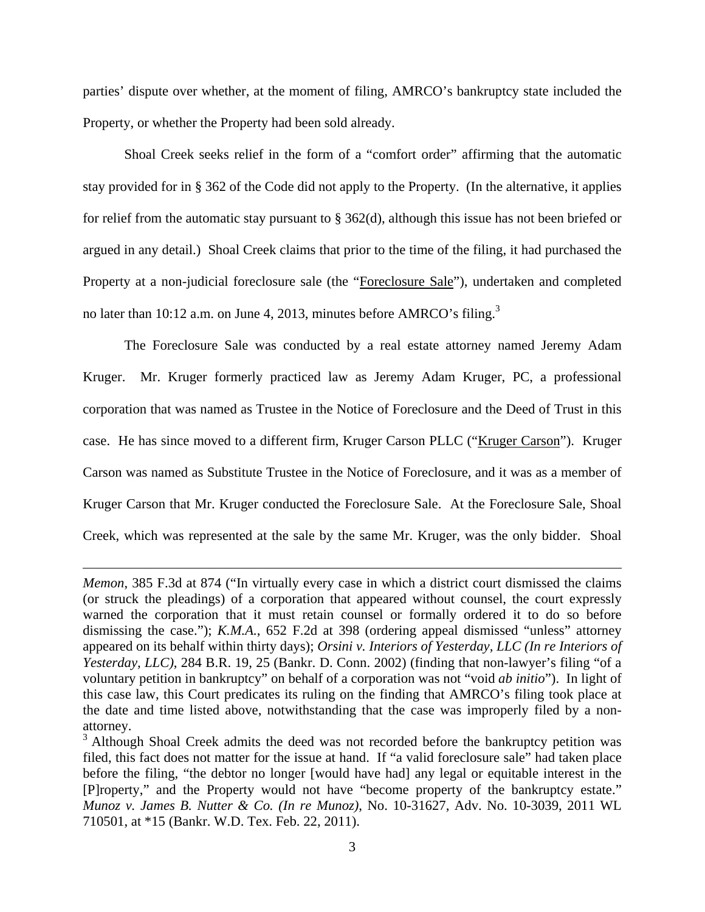parties' dispute over whether, at the moment of filing, AMRCO's bankruptcy state included the Property, or whether the Property had been sold already.

Shoal Creek seeks relief in the form of a "comfort order" affirming that the automatic stay provided for in § 362 of the Code did not apply to the Property. (In the alternative, it applies for relief from the automatic stay pursuant to § 362(d), although this issue has not been briefed or argued in any detail.) Shoal Creek claims that prior to the time of the filing, it had purchased the Property at a non-judicial foreclosure sale (the "Foreclosure Sale"), undertaken and completed no later than 10:12 a.m. on June 4, 2013, minutes before AMRCO's filing.[3]

The Foreclosure Sale was conducted by a real estate attorney named Jeremy Adam Kruger. Mr. Kruger formerly practiced law as Jeremy Adam Kruger, PC, a professional corporation that was named as Trustee in the Notice of Foreclosure and the Deed of Trust in this case. He has since moved to a different firm, Kruger Carson PLLC ("Kruger Carson"). Kruger Carson was named as Substitute Trustee in the Notice of Foreclosure, and it was as a member of Kruger Carson that Mr. Kruger conducted the Foreclosure Sale. At the Foreclosure Sale, Shoal Creek, which was represented at the sale by the same Mr. Kruger, was the only bidder. Shoal

---

*Memon*, 385 F.3d at 874 ("In virtually every case in which a district court dismissed the claims (or struck the pleadings) of a corporation that appeared without counsel, the court expressly warned the corporation that it must retain counsel or formally ordered it to do so before dismissing the case."); *K.M.A.*, 652 F.2d at 398 (ordering appeal dismissed "unless" attorney appeared on its behalf within thirty days); *Orsini v. Interiors of Yesterday, LLC (In re Interiors of Yesterday, LLC)*, 284 B.R. 19, 25 (Bankr. D. Conn. 2002) (finding that non-lawyer's filing "of a voluntary petition in bankruptcy" on behalf of a corporation was not "void *ab initio*"). In light of this case law, this Court predicates its ruling on the finding that AMRCO's filing took place at the date and time listed above, notwithstanding that the case was improperly filed by a non-attorney.

[3] Although Shoal Creek admits the deed was not recorded before the bankruptcy petition was filed, this fact does not matter for the issue at hand. If "a valid foreclosure sale" had taken place before the filing, "the debtor no longer [would have had] any legal or equitable interest in the [P]roperty," and the Property would not have "become property of the bankruptcy estate." *Munoz v. James B. Nutter & Co. (In re Munoz)*, No. 10-31627, Adv. No. 10-3039, 2011 WL 710501, at *15 (Bankr. W.D. Tex. Feb. 22, 2011).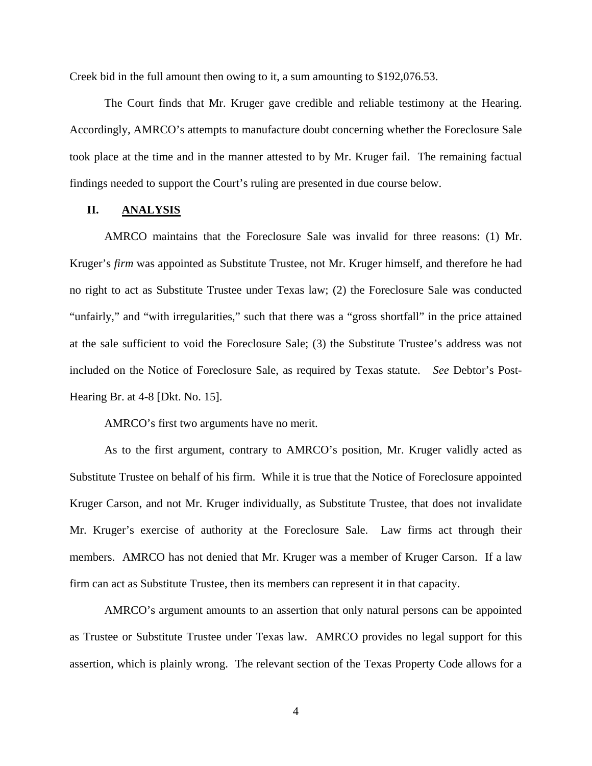Creek bid in the full amount then owing to it, a sum amounting to $192,076.53.

The Court finds that Mr. Kruger gave credible and reliable testimony at the Hearing. Accordingly, AMRCO's attempts to manufacture doubt concerning whether the Foreclosure Sale took place at the time and in the manner attested to by Mr. Kruger fail. The remaining factual findings needed to support the Court's ruling are presented in due course below.

## II. ANALYSIS

AMRCO maintains that the Foreclosure Sale was invalid for three reasons: (1) Mr. Kruger's *firm* was appointed as Substitute Trustee, not Mr. Kruger himself, and therefore he had no right to act as Substitute Trustee under Texas law; (2) the Foreclosure Sale was conducted "unfairly," and "with irregularities," such that there was a "gross shortfall" in the price attained at the sale sufficient to void the Foreclosure Sale; (3) the Substitute Trustee's address was not included on the Notice of Foreclosure Sale, as required by Texas statute. *See* Debtor's Post-Hearing Br. at 4-8 [Dkt. No. 15].

AMRCO's first two arguments have no merit.

As to the first argument, contrary to AMRCO's position, Mr. Kruger validly acted as Substitute Trustee on behalf of his firm. While it is true that the Notice of Foreclosure appointed Kruger Carson, and not Mr. Kruger individually, as Substitute Trustee, that does not invalidate Mr. Kruger's exercise of authority at the Foreclosure Sale. Law firms act through their members. AMRCO has not denied that Mr. Kruger was a member of Kruger Carson. If a law firm can act as Substitute Trustee, then its members can represent it in that capacity.

AMRCO's argument amounts to an assertion that only natural persons can be appointed as Trustee or Substitute Trustee under Texas law. AMRCO provides no legal support for this assertion, which is plainly wrong. The relevant section of the Texas Property Code allows for a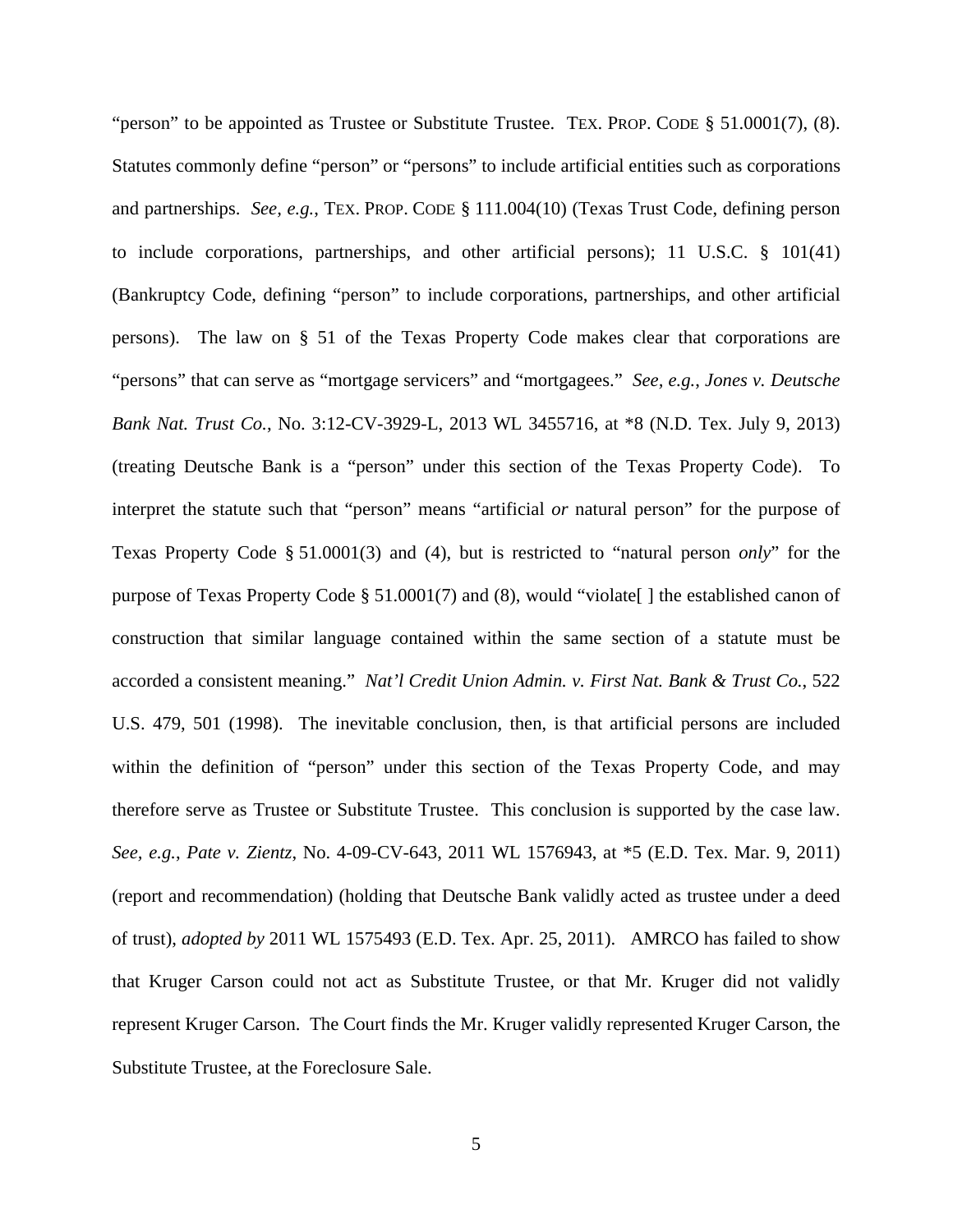"person" to be appointed as Trustee or Substitute Trustee. TEX. PROP. CODE § 51.0001(7), (8). Statutes commonly define "person" or "persons" to include artificial entities such as corporations and partnerships. *See, e.g.*, TEX. PROP. CODE § 111.004(10) (Texas Trust Code, defining person to include corporations, partnerships, and other artificial persons); 11 U.S.C. § 101(41) (Bankruptcy Code, defining "person" to include corporations, partnerships, and other artificial persons). The law on § 51 of the Texas Property Code makes clear that corporations are "persons" that can serve as "mortgage servicers" and "mortgagees." *See, e.g.*, *Jones v. Deutsche Bank Nat. Trust Co.*, No. 3:12-CV-3929-L, 2013 WL 3455716, at *8 (N.D. Tex. July 9, 2013) (treating Deutsche Bank is a "person" under this section of the Texas Property Code). To interpret the statute such that "person" means "artificial *or* natural person" for the purpose of Texas Property Code § 51.0001(3) and (4), but is restricted to "natural person *only*" for the purpose of Texas Property Code § 51.0001(7) and (8), would "violate[ ] the established canon of construction that similar language contained within the same section of a statute must be accorded a consistent meaning." *Nat'l Credit Union Admin. v. First Nat. Bank & Trust Co.*, 522 U.S. 479, 501 (1998). The inevitable conclusion, then, is that artificial persons are included within the definition of "person" under this section of the Texas Property Code, and may therefore serve as Trustee or Substitute Trustee. This conclusion is supported by the case law. *See, e.g.*, *Pate v. Zientz*, No. 4-09-CV-643, 2011 WL 1576943, at *5 (E.D. Tex. Mar. 9, 2011) (report and recommendation) (holding that Deutsche Bank validly acted as trustee under a deed of trust), *adopted by* 2011 WL 1575493 (E.D. Tex. Apr. 25, 2011). AMRCO has failed to show that Kruger Carson could not act as Substitute Trustee, or that Mr. Kruger did not validly represent Kruger Carson. The Court finds the Mr. Kruger validly represented Kruger Carson, the Substitute Trustee, at the Foreclosure Sale.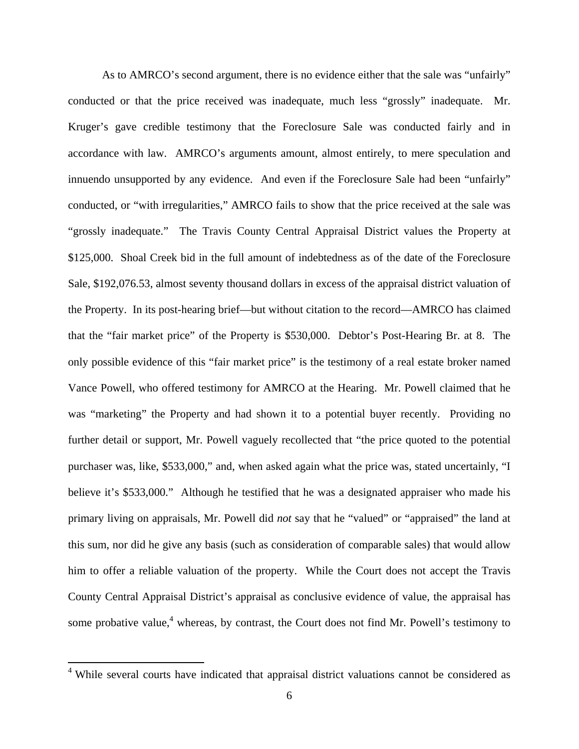As to AMRCO's second argument, there is no evidence either that the sale was "unfairly" conducted or that the price received was inadequate, much less "grossly" inadequate. Mr. Kruger's gave credible testimony that the Foreclosure Sale was conducted fairly and in accordance with law. AMRCO's arguments amount, almost entirely, to mere speculation and innuendo unsupported by any evidence. And even if the Foreclosure Sale had been "unfairly" conducted, or "with irregularities," AMRCO fails to show that the price received at the sale was "grossly inadequate." The Travis County Central Appraisal District values the Property at $125,000. Shoal Creek bid in the full amount of indebtedness as of the date of the Foreclosure Sale, $192,076.53, almost seventy thousand dollars in excess of the appraisal district valuation of the Property. In its post-hearing brief—but without citation to the record—AMRCO has claimed that the "fair market price" of the Property is $530,000. Debtor's Post-Hearing Br. at 8. The only possible evidence of this "fair market price" is the testimony of a real estate broker named Vance Powell, who offered testimony for AMRCO at the Hearing. Mr. Powell claimed that he was "marketing" the Property and had shown it to a potential buyer recently. Providing no further detail or support, Mr. Powell vaguely recollected that "the price quoted to the potential purchaser was, like, $533,000," and, when asked again what the price was, stated uncertainly, "I believe it's $533,000." Although he testified that he was a designated appraiser who made his primary living on appraisals, Mr. Powell did *not* say that he "valued" or "appraised" the land at this sum, nor did he give any basis (such as consideration of comparable sales) that would allow him to offer a reliable valuation of the property. While the Court does not accept the Travis County Central Appraisal District's appraisal as conclusive evidence of value, the appraisal has some probative value,[4] whereas, by contrast, the Court does not find Mr. Powell's testimony to

[4] While several courts have indicated that appraisal district valuations cannot be considered as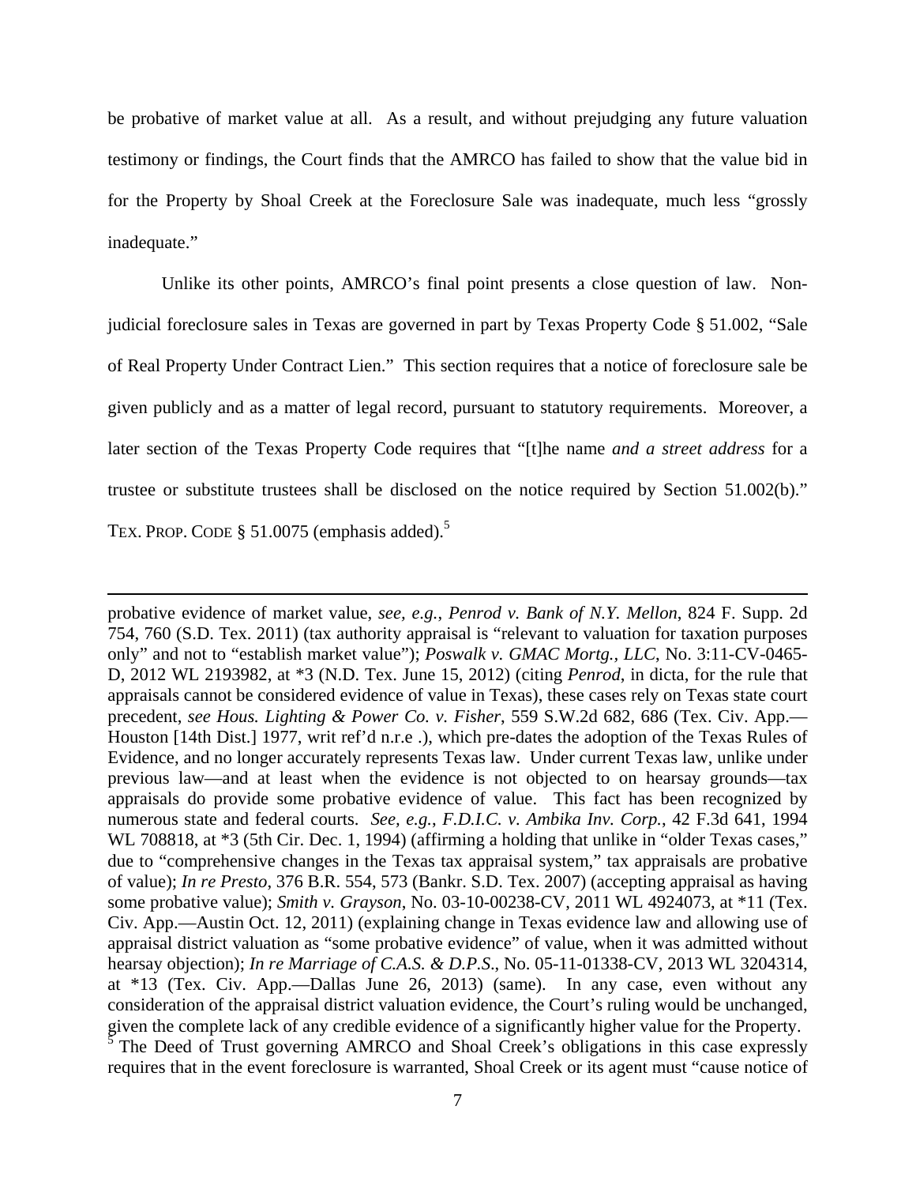be probative of market value at all. As a result, and without prejudging any future valuation testimony or findings, the Court finds that the AMRCO has failed to show that the value bid in for the Property by Shoal Creek at the Foreclosure Sale was inadequate, much less "grossly inadequate."

Unlike its other points, AMRCO's final point presents a close question of law. Non-judicial foreclosure sales in Texas are governed in part by Texas Property Code § 51.002, "Sale of Real Property Under Contract Lien." This section requires that a notice of foreclosure sale be given publicly and as a matter of legal record, pursuant to statutory requirements. Moreover, a later section of the Texas Property Code requires that "[t]he name *and a street address* for a trustee or substitute trustees shall be disclosed on the notice required by Section 51.002(b)." TEX. PROP. CODE § 51.0075 (emphasis added).[5]

---

probative evidence of market value, *see, e.g.*, *Penrod v. Bank of N.Y. Mellon*, 824 F. Supp. 2d 754, 760 (S.D. Tex. 2011) (tax authority appraisal is "relevant to valuation for taxation purposes only" and not to "establish market value"); *Poswalk v. GMAC Mortg., LLC*, No. 3:11-CV-0465-D, 2012 WL 2193982, at *3 (N.D. Tex. June 15, 2012) (citing *Penrod*, in dicta, for the rule that appraisals cannot be considered evidence of value in Texas), these cases rely on Texas state court precedent, *see Hous. Lighting & Power Co. v. Fisher*, 559 S.W.2d 682, 686 (Tex. Civ. App.—Houston [14th Dist.] 1977, writ ref'd n.r.e .), which pre-dates the adoption of the Texas Rules of Evidence, and no longer accurately represents Texas law. Under current Texas law, unlike under previous law—and at least when the evidence is not objected to on hearsay grounds—tax appraisals do provide some probative evidence of value. This fact has been recognized by numerous state and federal courts. *See, e.g.*, *F.D.I.C. v. Ambika Inv. Corp.*, 42 F.3d 641, 1994 WL 708818, at *3 (5th Cir. Dec. 1, 1994) (affirming a holding that unlike in "older Texas cases," due to "comprehensive changes in the Texas tax appraisal system," tax appraisals are probative of value); *In re Presto*, 376 B.R. 554, 573 (Bankr. S.D. Tex. 2007) (accepting appraisal as having some probative value); *Smith v. Grayson*, No. 03-10-00238-CV, 2011 WL 4924073, at *11 (Tex. Civ. App.—Austin Oct. 12, 2011) (explaining change in Texas evidence law and allowing use of appraisal district valuation as "some probative evidence" of value, when it was admitted without hearsay objection); *In re Marriage of C.A.S. & D.P.S.*, No. 05-11-01338-CV, 2013 WL 3204314, at *13 (Tex. Civ. App.—Dallas June 26, 2013) (same). In any case, even without any consideration of the appraisal district valuation evidence, the Court's ruling would be unchanged, given the complete lack of any credible evidence of a significantly higher value for the Property.

[5] The Deed of Trust governing AMRCO and Shoal Creek's obligations in this case expressly requires that in the event foreclosure is warranted, Shoal Creek or its agent must "cause notice of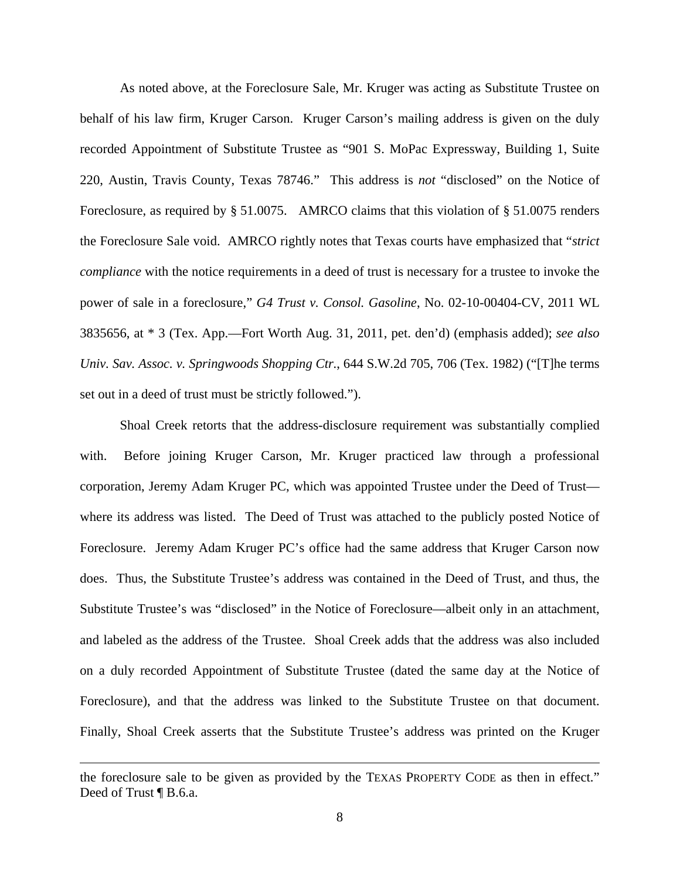As noted above, at the Foreclosure Sale, Mr. Kruger was acting as Substitute Trustee on behalf of his law firm, Kruger Carson. Kruger Carson's mailing address is given on the duly recorded Appointment of Substitute Trustee as "901 S. MoPac Expressway, Building 1, Suite 220, Austin, Travis County, Texas 78746." This address is *not* "disclosed" on the Notice of Foreclosure, as required by § 51.0075. AMRCO claims that this violation of § 51.0075 renders the Foreclosure Sale void. AMRCO rightly notes that Texas courts have emphasized that "*strict compliance* with the notice requirements in a deed of trust is necessary for a trustee to invoke the power of sale in a foreclosure," *G4 Trust v. Consol. Gasoline*, No. 02-10-00404-CV, 2011 WL 3835656, at * 3 (Tex. App.—Fort Worth Aug. 31, 2011, pet. den'd) (emphasis added); *see also Univ. Sav. Assoc. v. Springwoods Shopping Ctr.*, 644 S.W.2d 705, 706 (Tex. 1982) ("[T]he terms set out in a deed of trust must be strictly followed.").

Shoal Creek retorts that the address-disclosure requirement was substantially complied with. Before joining Kruger Carson, Mr. Kruger practiced law through a professional corporation, Jeremy Adam Kruger PC, which was appointed Trustee under the Deed of Trust—where its address was listed. The Deed of Trust was attached to the publicly posted Notice of Foreclosure. Jeremy Adam Kruger PC's office had the same address that Kruger Carson now does. Thus, the Substitute Trustee's address was contained in the Deed of Trust, and thus, the Substitute Trustee's was "disclosed" in the Notice of Foreclosure—albeit only in an attachment, and labeled as the address of the Trustee. Shoal Creek adds that the address was also included on a duly recorded Appointment of Substitute Trustee (dated the same day at the Notice of Foreclosure), and that the address was linked to the Substitute Trustee on that document. Finally, Shoal Creek asserts that the Substitute Trustee's address was printed on the Kruger

---

the foreclosure sale to be given as provided by the TEXAS PROPERTY CODE as then in effect." Deed of Trust ¶ B.6.a.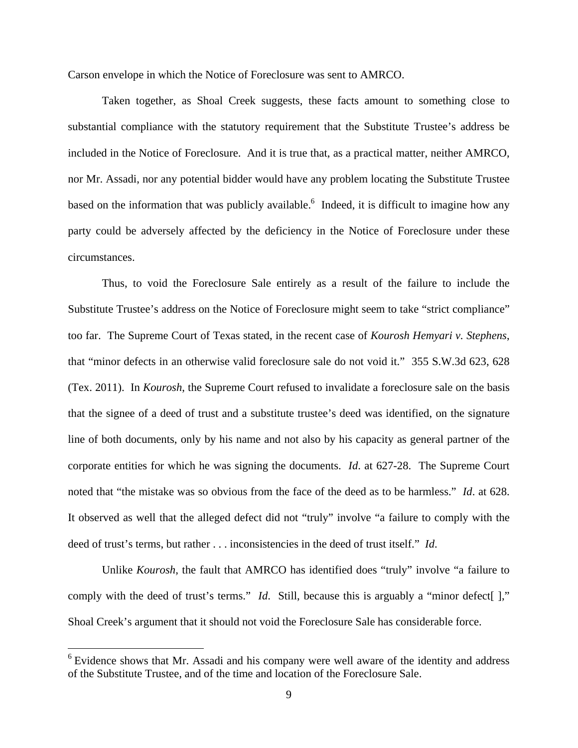Carson envelope in which the Notice of Foreclosure was sent to AMRCO.

Taken together, as Shoal Creek suggests, these facts amount to something close to substantial compliance with the statutory requirement that the Substitute Trustee's address be included in the Notice of Foreclosure. And it is true that, as a practical matter, neither AMRCO, nor Mr. Assadi, nor any potential bidder would have any problem locating the Substitute Trustee based on the information that was publicly available.[6] Indeed, it is difficult to imagine how any party could be adversely affected by the deficiency in the Notice of Foreclosure under these circumstances.

Thus, to void the Foreclosure Sale entirely as a result of the failure to include the Substitute Trustee's address on the Notice of Foreclosure might seem to take "strict compliance" too far. The Supreme Court of Texas stated, in the recent case of *Kourosh Hemyari v. Stephens*, that "minor defects in an otherwise valid foreclosure sale do not void it." 355 S.W.3d 623, 628 (Tex. 2011). In *Kourosh*, the Supreme Court refused to invalidate a foreclosure sale on the basis that the signee of a deed of trust and a substitute trustee's deed was identified, on the signature line of both documents, only by his name and not also by his capacity as general partner of the corporate entities for which he was signing the documents. *Id*. at 627-28. The Supreme Court noted that "the mistake was so obvious from the face of the deed as to be harmless." *Id*. at 628. It observed as well that the alleged defect did not "truly" involve "a failure to comply with the deed of trust's terms, but rather . . . inconsistencies in the deed of trust itself." *Id*.

Unlike *Kourosh*, the fault that AMRCO has identified does "truly" involve "a failure to comply with the deed of trust's terms." *Id*. Still, because this is arguably a "minor defect[ ]," Shoal Creek's argument that it should not void the Foreclosure Sale has considerable force.

[6] Evidence shows that Mr. Assadi and his company were well aware of the identity and address of the Substitute Trustee, and of the time and location of the Foreclosure Sale.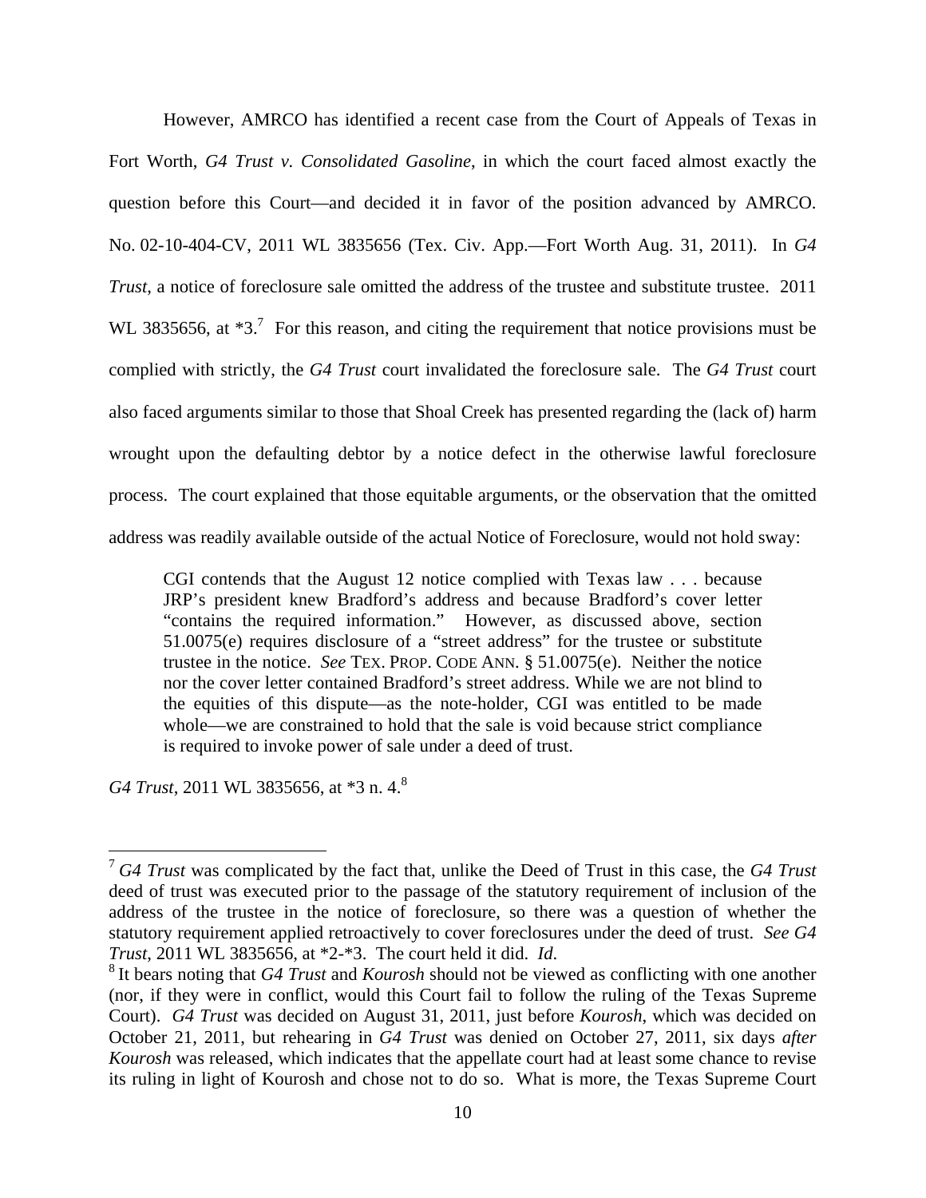However, AMRCO has identified a recent case from the Court of Appeals of Texas in Fort Worth, *G4 Trust v. Consolidated Gasoline*, in which the court faced almost exactly the question before this Court—and decided it in favor of the position advanced by AMRCO. No. 02-10-404-CV, 2011 WL 3835656 (Tex. Civ. App.—Fort Worth Aug. 31, 2011). In *G4 Trust*, a notice of foreclosure sale omitted the address of the trustee and substitute trustee. 2011 WL 3835656, at *3.[7] For this reason, and citing the requirement that notice provisions must be complied with strictly, the *G4 Trust* court invalidated the foreclosure sale. The *G4 Trust* court also faced arguments similar to those that Shoal Creek has presented regarding the (lack of) harm wrought upon the defaulting debtor by a notice defect in the otherwise lawful foreclosure process. The court explained that those equitable arguments, or the observation that the omitted address was readily available outside of the actual Notice of Foreclosure, would not hold sway:

> CGI contends that the August 12 notice complied with Texas law . . . because JRP's president knew Bradford's address and because Bradford's cover letter "contains the required information." However, as discussed above, section 51.0075(e) requires disclosure of a "street address" for the trustee or substitute trustee in the notice. *See* TEX. PROP. CODE ANN. § 51.0075(e). Neither the notice nor the cover letter contained Bradford's street address. While we are not blind to the equities of this dispute—as the note-holder, CGI was entitled to be made whole—we are constrained to hold that the sale is void because strict compliance is required to invoke power of sale under a deed of trust.

*G4 Trust*, 2011 WL 3835656, at *3 n. 4.[8]

---

[7] *G4 Trust* was complicated by the fact that, unlike the Deed of Trust in this case, the *G4 Trust* deed of trust was executed prior to the passage of the statutory requirement of inclusion of the address of the trustee in the notice of foreclosure, so there was a question of whether the statutory requirement applied retroactively to cover foreclosures under the deed of trust. *See G4 Trust*, 2011 WL 3835656, at *2-*3. The court held it did. *Id*.

[8] It bears noting that *G4 Trust* and *Kourosh* should not be viewed as conflicting with one another (nor, if they were in conflict, would this Court fail to follow the ruling of the Texas Supreme Court). *G4 Trust* was decided on August 31, 2011, just before *Kourosh*, which was decided on October 21, 2011, but rehearing in *G4 Trust* was denied on October 27, 2011, six days *after Kourosh* was released, which indicates that the appellate court had at least some chance to revise its ruling in light of Kourosh and chose not to do so. What is more, the Texas Supreme Court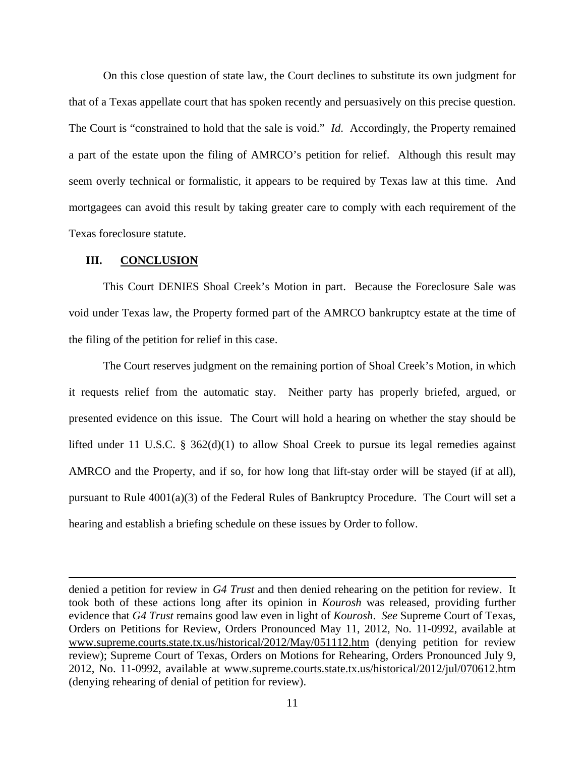On this close question of state law, the Court declines to substitute its own judgment for that of a Texas appellate court that has spoken recently and persuasively on this precise question. The Court is "constrained to hold that the sale is void." *Id*. Accordingly, the Property remained a part of the estate upon the filing of AMRCO's petition for relief. Although this result may seem overly technical or formalistic, it appears to be required by Texas law at this time. And mortgagees can avoid this result by taking greater care to comply with each requirement of the Texas foreclosure statute.

## III. **CONCLUSION**

This Court DENIES Shoal Creek's Motion in part. Because the Foreclosure Sale was void under Texas law, the Property formed part of the AMRCO bankruptcy estate at the time of the filing of the petition for relief in this case.

The Court reserves judgment on the remaining portion of Shoal Creek's Motion, in which it requests relief from the automatic stay. Neither party has properly briefed, argued, or presented evidence on this issue. The Court will hold a hearing on whether the stay should be lifted under 11 U.S.C. § 362(d)(1) to allow Shoal Creek to pursue its legal remedies against AMRCO and the Property, and if so, for how long that lift-stay order will be stayed (if at all), pursuant to Rule 4001(a)(3) of the Federal Rules of Bankruptcy Procedure. The Court will set a hearing and establish a briefing schedule on these issues by Order to follow.

---

denied a petition for review in *G4 Trust* and then denied rehearing on the petition for review. It took both of these actions long after its opinion in *Kourosh* was released, providing further evidence that *G4 Trust* remains good law even in light of *Kourosh*. *See* Supreme Court of Texas, Orders on Petitions for Review, Orders Pronounced May 11, 2012, No. 11-0992, available at www.supreme.courts.state.tx.us/historical/2012/May/051112.htm (denying petition for review review); Supreme Court of Texas, Orders on Motions for Rehearing, Orders Pronounced July 9, 2012, No. 11-0992, available at www.supreme.courts.state.tx.us/historical/2012/jul/070612.htm (denying rehearing of denial of petition for review).